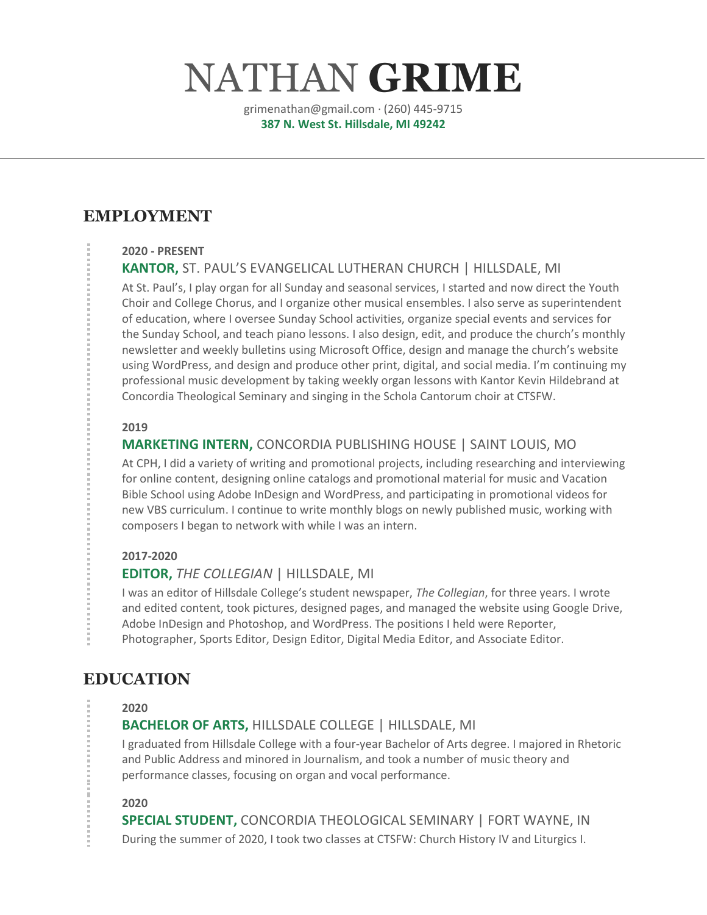# NATHAN **GRIME**

grimenathan@gmail.com · (260) 445-9715
**387 N. West St. Hillsdale, MI 49242**

## EMPLOYMENT

**2020 - PRESENT**

### **KANTOR,** ST. PAUL'S EVANGELICAL LUTHERAN CHURCH | HILLSDALE, MI

At St. Paul's, I play organ for all Sunday and seasonal services, I started and now direct the Youth Choir and College Chorus, and I organize other musical ensembles. I also serve as superintendent of education, where I oversee Sunday School activities, organize special events and services for the Sunday School, and teach piano lessons. I also design, edit, and produce the church's monthly newsletter and weekly bulletins using Microsoft Office, design and manage the church's website using WordPress, and design and produce other print, digital, and social media. I'm continuing my professional music development by taking weekly organ lessons with Kantor Kevin Hildebrand at Concordia Theological Seminary and singing in the Schola Cantorum choir at CTSFW.

**2019**

### **MARKETING INTERN,** CONCORDIA PUBLISHING HOUSE | SAINT LOUIS, MO

At CPH, I did a variety of writing and promotional projects, including researching and interviewing for online content, designing online catalogs and promotional material for music and Vacation Bible School using Adobe InDesign and WordPress, and participating in promotional videos for new VBS curriculum. I continue to write monthly blogs on newly published music, working with composers I began to network with while I was an intern.

**2017-2020**

### **EDITOR,** *THE COLLEGIAN* | HILLSDALE, MI

I was an editor of Hillsdale College's student newspaper, *The Collegian*, for three years. I wrote and edited content, took pictures, designed pages, and managed the website using Google Drive, Adobe InDesign and Photoshop, and WordPress. The positions I held were Reporter, Photographer, Sports Editor, Design Editor, Digital Media Editor, and Associate Editor.

## EDUCATION

**2020**

### **BACHELOR OF ARTS,** HILLSDALE COLLEGE | HILLSDALE, MI

I graduated from Hillsdale College with a four-year Bachelor of Arts degree. I majored in Rhetoric and Public Address and minored in Journalism, and took a number of music theory and performance classes, focusing on organ and vocal performance.

**2020**

### **SPECIAL STUDENT,** CONCORDIA THEOLOGICAL SEMINARY | FORT WAYNE, IN

During the summer of 2020, I took two classes at CTSFW: Church History IV and Liturgics I.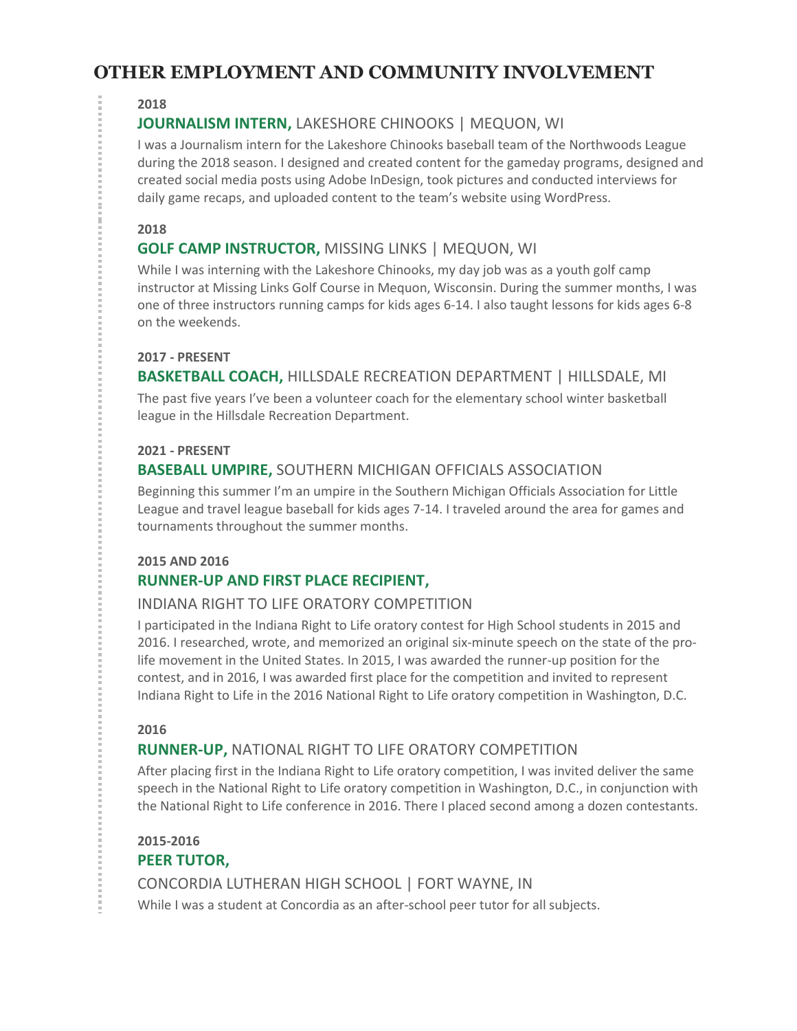# OTHER EMPLOYMENT AND COMMUNITY INVOLVEMENT

**2018**

### JOURNALISM INTERN, LAKESHORE CHINOOKS | MEQUON, WI

I was a Journalism intern for the Lakeshore Chinooks baseball team of the Northwoods League during the 2018 season. I designed and created content for the gameday programs, designed and created social media posts using Adobe InDesign, took pictures and conducted interviews for daily game recaps, and uploaded content to the team's website using WordPress.

**2018**

### GOLF CAMP INSTRUCTOR, MISSING LINKS | MEQUON, WI

While I was interning with the Lakeshore Chinooks, my day job was as a youth golf camp instructor at Missing Links Golf Course in Mequon, Wisconsin. During the summer months, I was one of three instructors running camps for kids ages 6-14. I also taught lessons for kids ages 6-8 on the weekends.

**2017 - PRESENT**

### BASKETBALL COACH, HILLSDALE RECREATION DEPARTMENT | HILLSDALE, MI

The past five years I've been a volunteer coach for the elementary school winter basketball league in the Hillsdale Recreation Department.

**2021 - PRESENT**

### BASEBALL UMPIRE, SOUTHERN MICHIGAN OFFICIALS ASSOCIATION

Beginning this summer I'm an umpire in the Southern Michigan Officials Association for Little League and travel league baseball for kids ages 7-14. I traveled around the area for games and tournaments throughout the summer months.

**2015 AND 2016**

### RUNNER-UP AND FIRST PLACE RECIPIENT,

INDIANA RIGHT TO LIFE ORATORY COMPETITION

I participated in the Indiana Right to Life oratory contest for High School students in 2015 and 2016. I researched, wrote, and memorized an original six-minute speech on the state of the pro-life movement in the United States. In 2015, I was awarded the runner-up position for the contest, and in 2016, I was awarded first place for the competition and invited to represent Indiana Right to Life in the 2016 National Right to Life oratory competition in Washington, D.C.

**2016**

### RUNNER-UP, NATIONAL RIGHT TO LIFE ORATORY COMPETITION

After placing first in the Indiana Right to Life oratory competition, I was invited deliver the same speech in the National Right to Life oratory competition in Washington, D.C., in conjunction with the National Right to Life conference in 2016. There I placed second among a dozen contestants.

**2015-2016**

### PEER TUTOR,

CONCORDIA LUTHERAN HIGH SCHOOL | FORT WAYNE, IN

While I was a student at Concordia as an after-school peer tutor for all subjects.